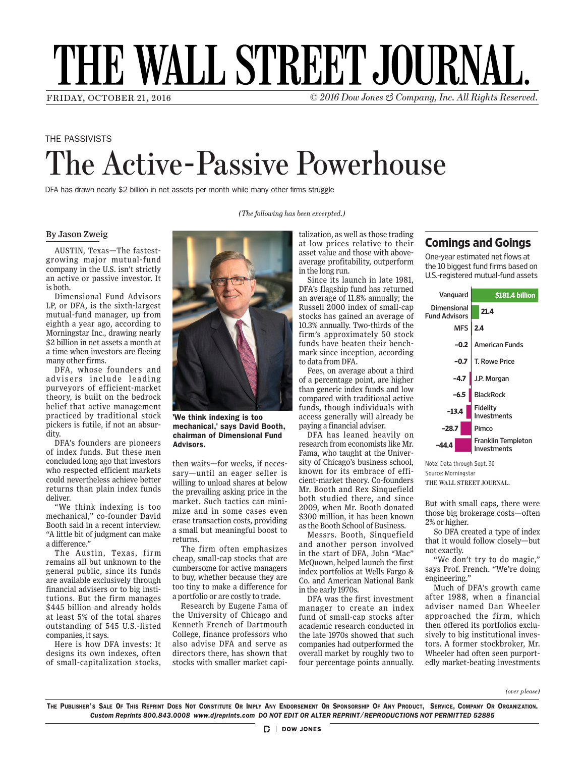# THE WALL STREET JOURNAL.

FRIDAY, OCTOBER 21, 2016 — *© 2016 Dow Jones & Company, Inc. All Rights Reserved.*

THE PASSIVISTS

## The Active-Passive Powerhouse

DFA has drawn nearly $2 billion in net assets per month while many other firms struggle

*(The following has been excerpted.)*

**By Jason Zweig**

AUSTIN, Texas—The fastest-growing major mutual-fund company in the U.S. isn't strictly an active or passive investor. It is both.

Dimensional Fund Advisors LP, or DFA, is the sixth-largest mutual-fund manager, up from eighth a year ago, according to Morningstar Inc., drawing nearly $2 billion in net assets a month at a time when investors are fleeing many other firms.

DFA, whose founders and advisers include leading purveyors of efficient-market theory, is built on the bedrock belief that active management practiced by traditional stock pickers is futile, if not an absurdity.

DFA's founders are pioneers of index funds. But these men concluded long ago that investors who respected efficient markets could nevertheless achieve better returns than plain index funds deliver.

"We think indexing is too mechanical," co-founder David Booth said in a recent interview. "A little bit of judgment can make a difference."

The Austin, Texas, firm remains all but unknown to the general public, since its funds are available exclusively through financial advisers or to big institutions. But the firm manages $445 billion and already holds at least 5% of the total shares outstanding of 545 U.S.-listed companies, it says.

Here is how DFA invests: It designs its own indexes, often of small-capitalization stocks, then waits—for weeks, if necessary—until an eager seller is willing to unload shares at below the prevailing asking price in the market. Such tactics can minimize and in some cases even erase transaction costs, providing a small but meaningful boost to returns.

**'We think indexing is too mechanical,' says David Booth, chairman of Dimensional Fund Advisors.**

The firm often emphasizes cheap, small-cap stocks that are cumbersome for active managers to buy, whether because they are too tiny to make a difference for a portfolio or are costly to trade.

Research by Eugene Fama of the University of Chicago and Kenneth French of Dartmouth College, finance professors who also advise DFA and serve as directors there, has shown that stocks with smaller market capitalization, as well as those trading at low prices relative to their asset value and those with above-average profitability, outperform in the long run.

Since its launch in late 1981, DFA's flagship fund has returned an average of 11.8% annually; the Russell 2000 index of small-cap stocks has gained an average of 10.3% annually. Two-thirds of the firm's approximately 50 stock funds have beaten their benchmark since inception, according to data from DFA.

Fees, on average about a third of a percentage point, are higher than generic index funds and low compared with traditional active funds, though individuals with access generally will already be paying a financial adviser.

DFA has leaned heavily on research from economists like Mr. Fama, who taught at the University of Chicago's business school, known for its embrace of efficient-market theory. Co-founders Mr. Booth and Rex Sinquefield both studied there, and since 2009, when Mr. Booth donated $300 million, it has been known as the Booth School of Business.

Messrs. Booth, Sinquefield and another person involved in the start of DFA, John "Mac" McQuown, helped launch the first index portfolios at Wells Fargo & Co. and American National Bank in the early 1970s.

DFA was the first investment manager to create an index fund of small-cap stocks after academic research conducted in the late 1970s showed that such companies had outperformed the overall market by roughly two to four percentage points annually.

### Comings and Goings

One-year estimated net flows at the 10 biggest fund firms based on U.S.-registered mutual-fund assets

| Firm | Net flows ($ billion) |
|---|---|
| Vanguard | 181.4 |
| Dimensional Fund Advisors | 21.4 |
| MFS | 2.4 |
| American Funds | −0.2 |
| T. Rowe Price | −0.7 |
| J.P. Morgan | −4.7 |
| BlackRock | −6.5 |
| Fidelity Investments | −13.4 |
| Pimco | −28.7 |
| Franklin Templeton Investments | −44.4 |

Note: Data through Sept. 30
Source: Morningstar
THE WALL STREET JOURNAL.

But with small caps, there were those big brokerage costs—often 2% or higher.

So DFA created a type of index that it would follow closely—but not exactly.

"We don't try to do magic," says Prof. French. "We're doing engineering."

Much of DFA's growth came after 1988, when a financial adviser named Dan Wheeler approached the firm, which then offered its portfolios exclusively to big institutional investors. A former stockbroker, Mr. Wheeler had often seen purportedly market-beating investments

*(over please)*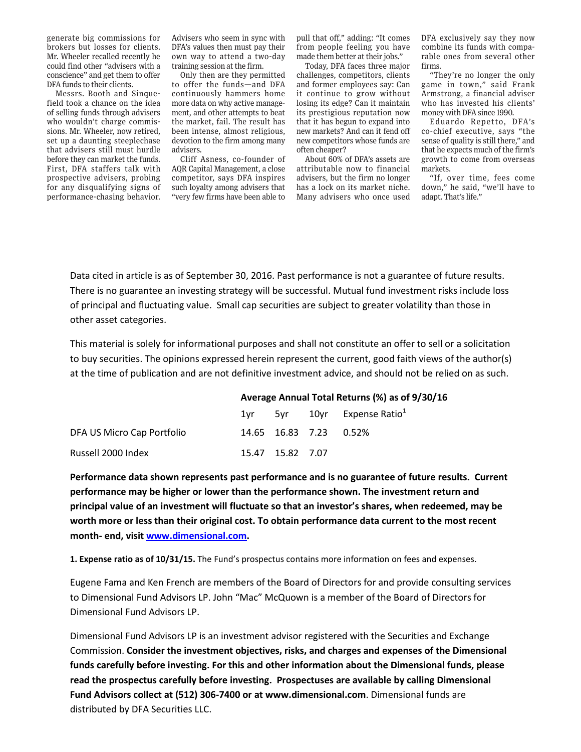generate big commissions for brokers but losses for clients. Mr. Wheeler recalled recently he could find other "advisers with a conscience" and get them to offer DFA funds to their clients.

Messrs. Booth and Sinquefield took a chance on the idea of selling funds through advisers who wouldn't charge commissions. Mr. Wheeler, now retired, set up a daunting steeplechase that advisers still must hurdle before they can market the funds. First, DFA staffers talk with prospective advisers, probing for any disqualifying signs of performance-chasing behavior. Advisers who seem in sync with DFA's values then must pay their own way to attend a two-day training session at the firm.

Only then are they permitted to offer the funds—and DFA continuously hammers home more data on why active management, and other attempts to beat the market, fail. The result has been intense, almost religious, devotion to the firm among many advisers.

Cliff Asness, co-founder of AQR Capital Management, a close competitor, says DFA inspires such loyalty among advisers that "very few firms have been able to pull that off," adding: "It comes from people feeling you have made them better at their jobs."

Today, DFA faces three major challenges, competitors, clients and former employees say: Can it continue to grow without losing its edge? Can it maintain its prestigious reputation now that it has begun to expand into new markets? And can it fend off new competitors whose funds are often cheaper?

About 60% of DFA's assets are attributable now to financial advisers, but the firm no longer has a lock on its market niche. Many advisers who once used DFA exclusively say they now combine its funds with comparable ones from several other firms.

"They're no longer the only game in town," said Frank Armstrong, a financial adviser who has invested his clients' money with DFA since 1990.

Eduardo Repetto, DFA's co-chief executive, says "the sense of quality is still there," and that he expects much of the firm's growth to come from overseas markets.

"If, over time, fees come down," he said, "we'll have to adapt. That's life."

Data cited in article is as of September 30, 2016. Past performance is not a guarantee of future results. There is no guarantee an investing strategy will be successful. Mutual fund investment risks include loss of principal and fluctuating value. Small cap securities are subject to greater volatility than those in other asset categories.

This material is solely for informational purposes and shall not constitute an offer to sell or a solicitation to buy securities. The opinions expressed herein represent the current, good faith views of the author(s) at the time of publication and are not definitive investment advice, and should not be relied on as such.

| | **Average Annual Total Returns (%) as of 9/30/16** | | | |
|---|---|---|---|---|
| | 1yr | 5yr | 10yr | Expense Ratio[1] |
| DFA US Micro Cap Portfolio | 14.65 | 16.83 | 7.23 | 0.52% |
| Russell 2000 Index | 15.47 | 15.82 | 7.07 | |

**Performance data shown represents past performance and is no guarantee of future results. Current performance may be higher or lower than the performance shown. The investment return and principal value of an investment will fluctuate so that an investor's shares, when redeemed, may be worth more or less than their original cost. To obtain performance data current to the most recent month- end, visit [www.dimensional.com](http://www.dimensional.com).**

**1. Expense ratio as of 10/31/15.** The Fund's prospectus contains more information on fees and expenses.

Eugene Fama and Ken French are members of the Board of Directors for and provide consulting services to Dimensional Fund Advisors LP. John "Mac" McQuown is a member of the Board of Directors for Dimensional Fund Advisors LP.

Dimensional Fund Advisors LP is an investment advisor registered with the Securities and Exchange Commission. **Consider the investment objectives, risks, and charges and expenses of the Dimensional funds carefully before investing. For this and other information about the Dimensional funds, please read the prospectus carefully before investing. Prospectuses are available by calling Dimensional Fund Advisors collect at (512) 306-7400 or at www.dimensional.com**. Dimensional funds are distributed by DFA Securities LLC.